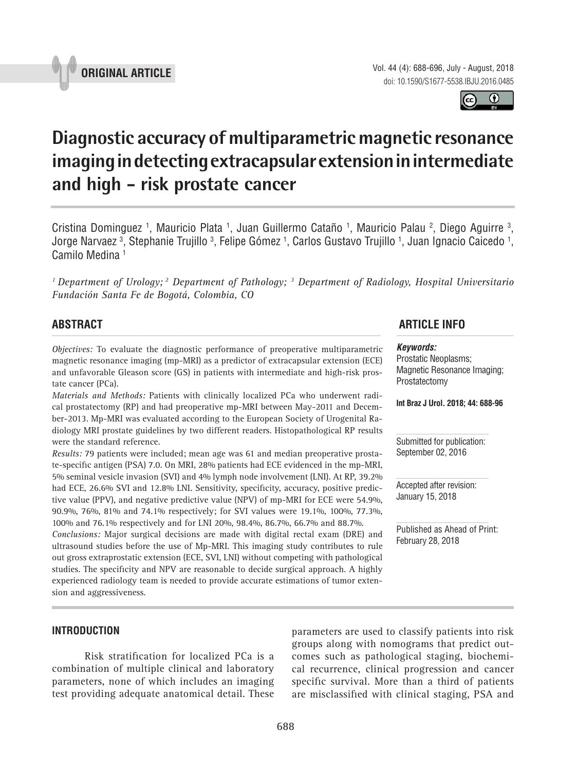ORIGINAL ARTICLE

# Diagnostic accuracy of multiparametric magnetic resonance imaging in detecting extracapsular extension in intermediate and high - risk prostate cancer

Cristina Dominguez [1], Mauricio Plata [1], Juan Guillermo Cataño [1], Mauricio Palau [2], Diego Aguirre [3], Jorge Narvaez [3], Stephanie Trujillo [3], Felipe Gómez [1], Carlos Gustavo Trujillo [1], Juan Ignacio Caicedo [1], Camilo Medina [1]

*[1] Department of Urology; [2] Department of Pathology; [3] Department of Radiology, Hospital Universitario Fundación Santa Fe de Bogotá, Colombia, CO*

## ABSTRACT

*Objectives:* To evaluate the diagnostic performance of preoperative multiparametric magnetic resonance imaging (mp-MRI) as a predictor of extracapsular extension (ECE) and unfavorable Gleason score (GS) in patients with intermediate and high-risk prostate cancer (PCa).

*Materials and Methods:* Patients with clinically localized PCa who underwent radical prostatectomy (RP) and had preoperative mp-MRI between May-2011 and December-2013. Mp-MRI was evaluated according to the European Society of Urogenital Radiology MRI prostate guidelines by two different readers. Histopathological RP results were the standard reference.

*Results:* 79 patients were included; mean age was 61 and median preoperative prostate-specific antigen (PSA) 7.0. On MRI, 28% patients had ECE evidenced in the mp-MRI, 5% seminal vesicle invasion (SVI) and 4% lymph node involvement (LNI). At RP, 39.2% had ECE, 26.6% SVI and 12.8% LNI. Sensitivity, specificity, accuracy, positive predictive value (PPV), and negative predictive value (NPV) of mp-MRI for ECE were 54.9%, 90.9%, 76%, 81% and 74.1% respectively; for SVI values were 19.1%, 100%, 77.3%, 100% and 76.1% respectively and for LNI 20%, 98.4%, 86.7%, 66.7% and 88.7%.

*Conclusions:* Major surgical decisions are made with digital rectal exam (DRE) and ultrasound studies before the use of Mp-MRI. This imaging study contributes to rule out gross extraprostatic extension (ECE, SVI, LNI) without competing with pathological studies. The specificity and NPV are reasonable to decide surgical approach. A highly experienced radiology team is needed to provide accurate estimations of tumor extension and aggressiveness.

## ARTICLE INFO

***Keywords:***
Prostatic Neoplasms; Magnetic Resonance Imaging; Prostatectomy

**Int Braz J Urol. 2018; 44: 688-96**

Submitted for publication: September 02, 2016

Accepted after revision: January 15, 2018

Published as Ahead of Print: February 28, 2018

## INTRODUCTION

Risk stratification for localized PCa is a combination of multiple clinical and laboratory parameters, none of which includes an imaging test providing adequate anatomical detail. These parameters are used to classify patients into risk groups along with nomograms that predict outcomes such as pathological staging, biochemical recurrence, clinical progression and cancer specific survival. More than a third of patients are misclassified with clinical staging, PSA and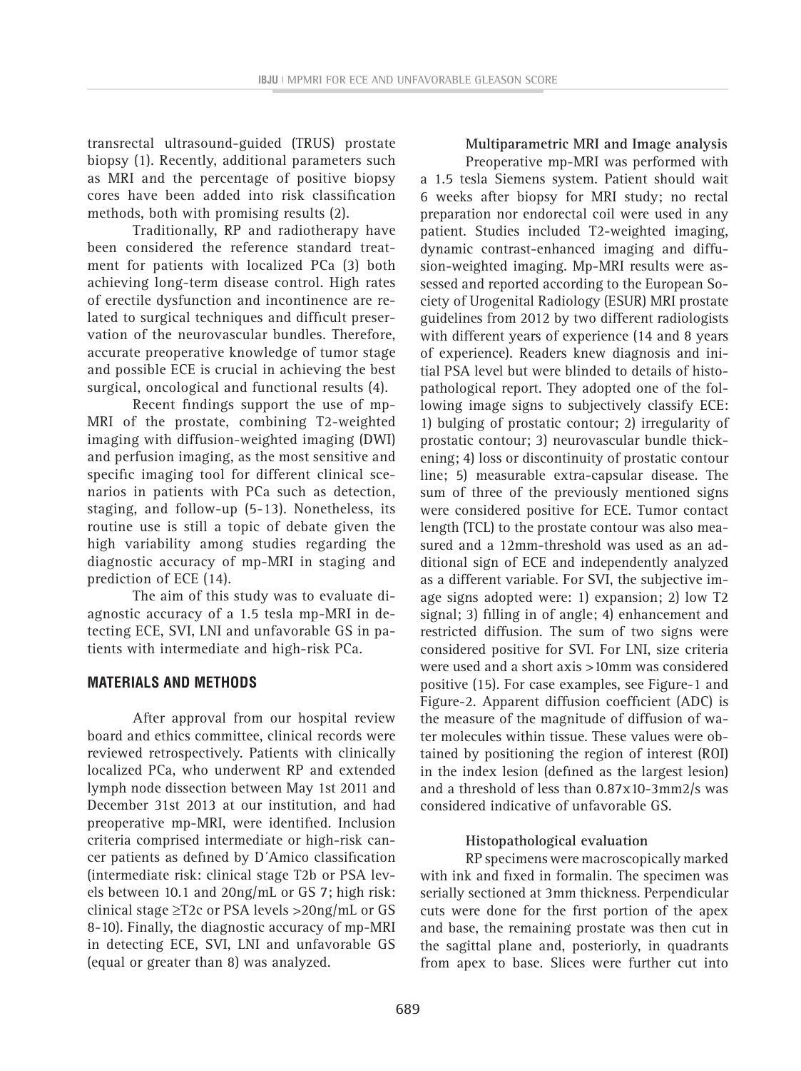transrectal ultrasound-guided (TRUS) prostate biopsy (1). Recently, additional parameters such as MRI and the percentage of positive biopsy cores have been added into risk classification methods, both with promising results (2).

Traditionally, RP and radiotherapy have been considered the reference standard treatment for patients with localized PCa (3) both achieving long-term disease control. High rates of erectile dysfunction and incontinence are related to surgical techniques and difficult preservation of the neurovascular bundles. Therefore, accurate preoperative knowledge of tumor stage and possible ECE is crucial in achieving the best surgical, oncological and functional results (4).

Recent findings support the use of mp-MRI of the prostate, combining T2-weighted imaging with diffusion-weighted imaging (DWI) and perfusion imaging, as the most sensitive and specific imaging tool for different clinical scenarios in patients with PCa such as detection, staging, and follow-up (5-13). Nonetheless, its routine use is still a topic of debate given the high variability among studies regarding the diagnostic accuracy of mp-MRI in staging and prediction of ECE (14).

The aim of this study was to evaluate diagnostic accuracy of a 1.5 tesla mp-MRI in detecting ECE, SVI, LNI and unfavorable GS in patients with intermediate and high-risk PCa.

## MATERIALS AND METHODS

After approval from our hospital review board and ethics committee, clinical records were reviewed retrospectively. Patients with clinically localized PCa, who underwent RP and extended lymph node dissection between May 1st 2011 and December 31st 2013 at our institution, and had preoperative mp-MRI, were identified. Inclusion criteria comprised intermediate or high-risk cancer patients as defined by D´Amico classification (intermediate risk: clinical stage T2b or PSA levels between 10.1 and 20ng/mL or GS 7; high risk: clinical stage ≥T2c or PSA levels >20ng/mL or GS 8-10). Finally, the diagnostic accuracy of mp-MRI in detecting ECE, SVI, LNI and unfavorable GS (equal or greater than 8) was analyzed.

### Multiparametric MRI and Image analysis

Preoperative mp-MRI was performed with a 1.5 tesla Siemens system. Patient should wait 6 weeks after biopsy for MRI study; no rectal preparation nor endorectal coil were used in any patient. Studies included T2-weighted imaging, dynamic contrast-enhanced imaging and diffusion-weighted imaging. Mp-MRI results were assessed and reported according to the European Society of Urogenital Radiology (ESUR) MRI prostate guidelines from 2012 by two different radiologists with different years of experience (14 and 8 years of experience). Readers knew diagnosis and initial PSA level but were blinded to details of histopathological report. They adopted one of the following image signs to subjectively classify ECE: 1) bulging of prostatic contour; 2) irregularity of prostatic contour; 3) neurovascular bundle thickening; 4) loss or discontinuity of prostatic contour line; 5) measurable extra-capsular disease. The sum of three of the previously mentioned signs were considered positive for ECE. Tumor contact length (TCL) to the prostate contour was also measured and a 12mm-threshold was used as an additional sign of ECE and independently analyzed as a different variable. For SVI, the subjective image signs adopted were: 1) expansion; 2) low T2 signal; 3) filling in of angle; 4) enhancement and restricted diffusion. The sum of two signs were considered positive for SVI. For LNI, size criteria were used and a short axis >10mm was considered positive (15). For case examples, see Figure-1 and Figure-2. Apparent diffusion coefficient (ADC) is the measure of the magnitude of diffusion of water molecules within tissue. These values were obtained by positioning the region of interest (ROI) in the index lesion (defined as the largest lesion) and a threshold of less than 0.87x10-3mm2/s was considered indicative of unfavorable GS.

### Histopathological evaluation

RP specimens were macroscopically marked with ink and fixed in formalin. The specimen was serially sectioned at 3mm thickness. Perpendicular cuts were done for the first portion of the apex and base, the remaining prostate was then cut in the sagittal plane and, posteriorly, in quadrants from apex to base. Slices were further cut into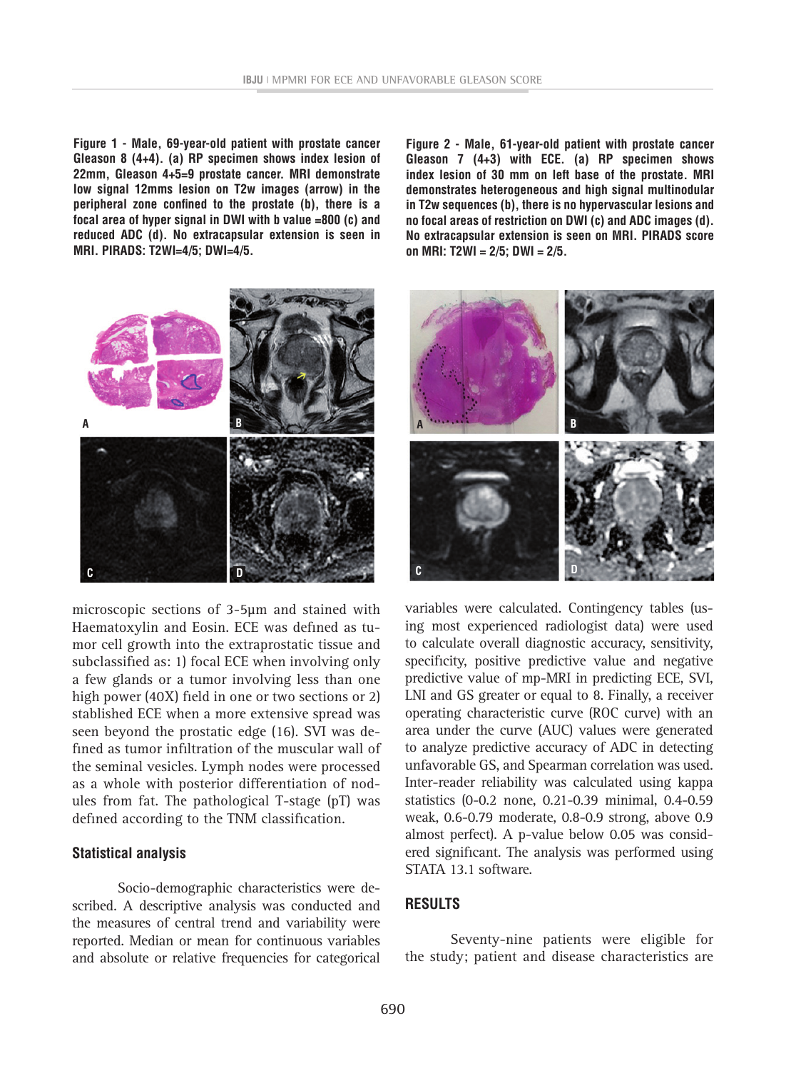**Figure 1 - Male, 69-year-old patient with prostate cancer Gleason 8 (4+4). (a) RP specimen shows index lesion of 22mm, Gleason 4+5=9 prostate cancer. MRI demonstrate low signal 12mms lesion on T2w images (arrow) in the peripheral zone confined to the prostate (b), there is a focal area of hyper signal in DWI with b value =800 (c) and reduced ADC (d). No extracapsular extension is seen in MRI. PIRADS: T2WI=4/5; DWI=4/5.**

**Figure 2 - Male, 61-year-old patient with prostate cancer Gleason 7 (4+3) with ECE. (a) RP specimen shows index lesion of 30 mm on left base of the prostate. MRI demonstrates heterogeneous and high signal multinodular in T2w sequences (b), there is no hypervascular lesions and no focal areas of restriction on DWI (c) and ADC images (d). No extracapsular extension is seen on MRI. PIRADS score on MRI: T2WI = 2/5; DWI = 2/5.**

microscopic sections of 3-5µm and stained with Haematoxylin and Eosin. ECE was defined as tumor cell growth into the extraprostatic tissue and subclassified as: 1) focal ECE when involving only a few glands or a tumor involving less than one high power (40X) field in one or two sections or 2) stablished ECE when a more extensive spread was seen beyond the prostatic edge (16). SVI was defined as tumor infiltration of the muscular wall of the seminal vesicles. Lymph nodes were processed as a whole with posterior differentiation of nodules from fat. The pathological T-stage (pT) was defined according to the TNM classification.

### Statistical analysis

Socio-demographic characteristics were described. A descriptive analysis was conducted and the measures of central trend and variability were reported. Median or mean for continuous variables and absolute or relative frequencies for categorical variables were calculated. Contingency tables (using most experienced radiologist data) were used to calculate overall diagnostic accuracy, sensitivity, specificity, positive predictive value and negative predictive value of mp-MRI in predicting ECE, SVI, LNI and GS greater or equal to 8. Finally, a receiver operating characteristic curve (ROC curve) with an area under the curve (AUC) values were generated to analyze predictive accuracy of ADC in detecting unfavorable GS, and Spearman correlation was used. Inter-reader reliability was calculated using kappa statistics (0-0.2 none, 0.21-0.39 minimal, 0.4-0.59 weak, 0.6-0.79 moderate, 0.8-0.9 strong, above 0.9 almost perfect). A p-value below 0.05 was considered significant. The analysis was performed using STATA 13.1 software.

## RESULTS

Seventy-nine patients were eligible for the study; patient and disease characteristics are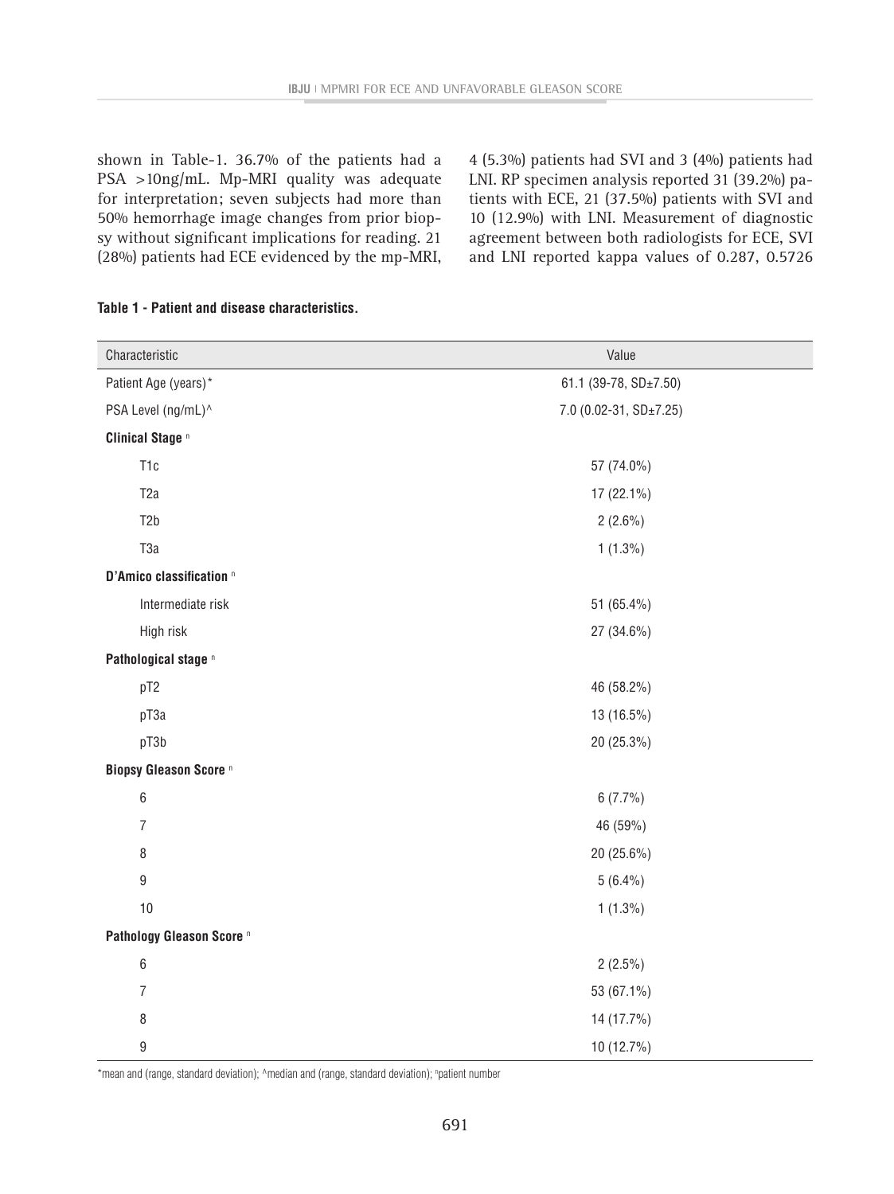shown in Table-1. 36.7% of the patients had a PSA >10ng/mL. Mp-MRI quality was adequate for interpretation; seven subjects had more than 50% hemorrhage image changes from prior biopsy without significant implications for reading. 21 (28%) patients had ECE evidenced by the mp-MRI, 4 (5.3%) patients had SVI and 3 (4%) patients had LNI. RP specimen analysis reported 31 (39.2%) patients with ECE, 21 (37.5%) patients with SVI and 10 (12.9%) with LNI. Measurement of diagnostic agreement between both radiologists for ECE, SVI and LNI reported kappa values of 0.287, 0.5726

**Table 1 - Patient and disease characteristics.**

| Characteristic | Value |
|---|---|
| Patient Age (years)* | 61.1 (39-78, SD±7.50) |
| PSA Level (ng/mL)^ | 7.0 (0.02-31, SD±7.25) |
| **Clinical Stage** [n] | |
| T1c | 57 (74.0%) |
| T2a | 17 (22.1%) |
| T2b | 2 (2.6%) |
| T3a | 1 (1.3%) |
| **D'Amico classification** [n] | |
| Intermediate risk | 51 (65.4%) |
| High risk | 27 (34.6%) |
| **Pathological stage** [n] | |
| pT2 | 46 (58.2%) |
| pT3a | 13 (16.5%) |
| pT3b | 20 (25.3%) |
| **Biopsy Gleason Score** [n] | |
| 6 | 6 (7.7%) |
| 7 | 46 (59%) |
| 8 | 20 (25.6%) |
| 9 | 5 (6.4%) |
| 10 | 1 (1.3%) |
| **Pathology Gleason Score** [n] | |
| 6 | 2 (2.5%) |
| 7 | 53 (67.1%) |
| 8 | 14 (17.7%) |
| 9 | 10 (12.7%) |

*mean and (range, standard deviation); ^median and (range, standard deviation); [n]patient number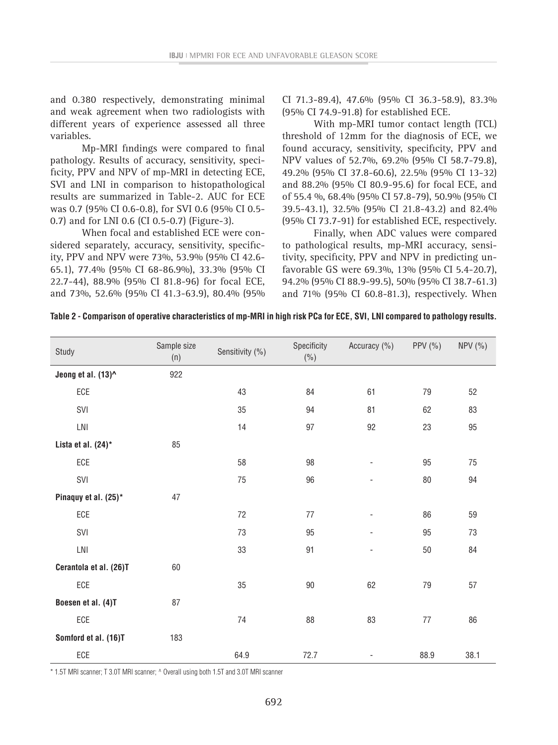and 0.380 respectively, demonstrating minimal and weak agreement when two radiologists with different years of experience assessed all three variables.

Mp-MRI findings were compared to final pathology. Results of accuracy, sensitivity, specificity, PPV and NPV of mp-MRI in detecting ECE, SVI and LNI in comparison to histopathological results are summarized in Table-2. AUC for ECE was 0.7 (95% CI 0.6-0.8), for SVI 0.6 (95% CI 0.5-0.7) and for LNI 0.6 (CI 0.5-0.7) (Figure-3).

When focal and established ECE were considered separately, accuracy, sensitivity, specificity, PPV and NPV were 73%, 53.9% (95% CI 42.6-65.1), 77.4% (95% CI 68-86.9%), 33.3% (95% CI 22.7-44), 88.9% (95% CI 81.8-96) for focal ECE, and 73%, 52.6% (95% CI 41.3-63.9), 80.4% (95% CI 71.3-89.4), 47.6% (95% CI 36.3-58.9), 83.3% (95% CI 74.9-91.8) for established ECE.

With mp-MRI tumor contact length (TCL) threshold of 12mm for the diagnosis of ECE, we found accuracy, sensitivity, specificity, PPV and NPV values of 52.7%, 69.2% (95% CI 58.7-79.8), 49.2% (95% CI 37.8-60.6), 22.5% (95% CI 13-32) and 88.2% (95% CI 80.9-95.6) for focal ECE, and of 55.4 %, 68.4% (95% CI 57.8-79), 50.9% (95% CI 39.5-43.1), 32.5% (95% CI 21.8-43.2) and 82.4% (95% CI 73.7-91) for established ECE, respectively.

Finally, when ADC values were compared to pathological results, mp-MRI accuracy, sensitivity, specificity, PPV and NPV in predicting unfavorable GS were 69.3%, 13% (95% CI 5.4-20.7), 94.2% (95% CI 88.9-99.5), 50% (95% CI 38.7-61.3) and 71% (95% CI 60.8-81.3), respectively. When

**Table 2 - Comparison of operative characteristics of mp-MRI in high risk PCa for ECE, SVI, LNI compared to pathology results.**

| Study | Sample size (n) | Sensitivity (%) | Specificity (%) | Accuracy (%) | PPV (%) | NPV (%) |
|---|---|---|---|---|---|---|
| **Jeong et al. (13)^** | 922 | | | | | |
| ECE | | 43 | 84 | 61 | 79 | 52 |
| SVI | | 35 | 94 | 81 | 62 | 83 |
| LNI | | 14 | 97 | 92 | 23 | 95 |
| **Lista et al. (24)*** | 85 | | | | | |
| ECE | | 58 | 98 | - | 95 | 75 |
| SVI | | 75 | 96 | - | 80 | 94 |
| **Pinaquy et al. (25)*** | 47 | | | | | |
| ECE | | 72 | 77 | - | 86 | 59 |
| SVI | | 73 | 95 | - | 95 | 73 |
| LNI | | 33 | 91 | - | 50 | 84 |
| **Cerantola et al. (26)T** | 60 | | | | | |
| ECE | | 35 | 90 | 62 | 79 | 57 |
| **Boesen et al. (4)T** | 87 | | | | | |
| ECE | | 74 | 88 | 83 | 77 | 86 |
| **Somford et al. (16)T** | 183 | | | | | |
| ECE | | 64.9 | 72.7 | - | 88.9 | 38.1 |

* 1.5T MRI scanner; T 3.0T MRI scanner; ^ Overall using both 1.5T and 3.0T MRI scanner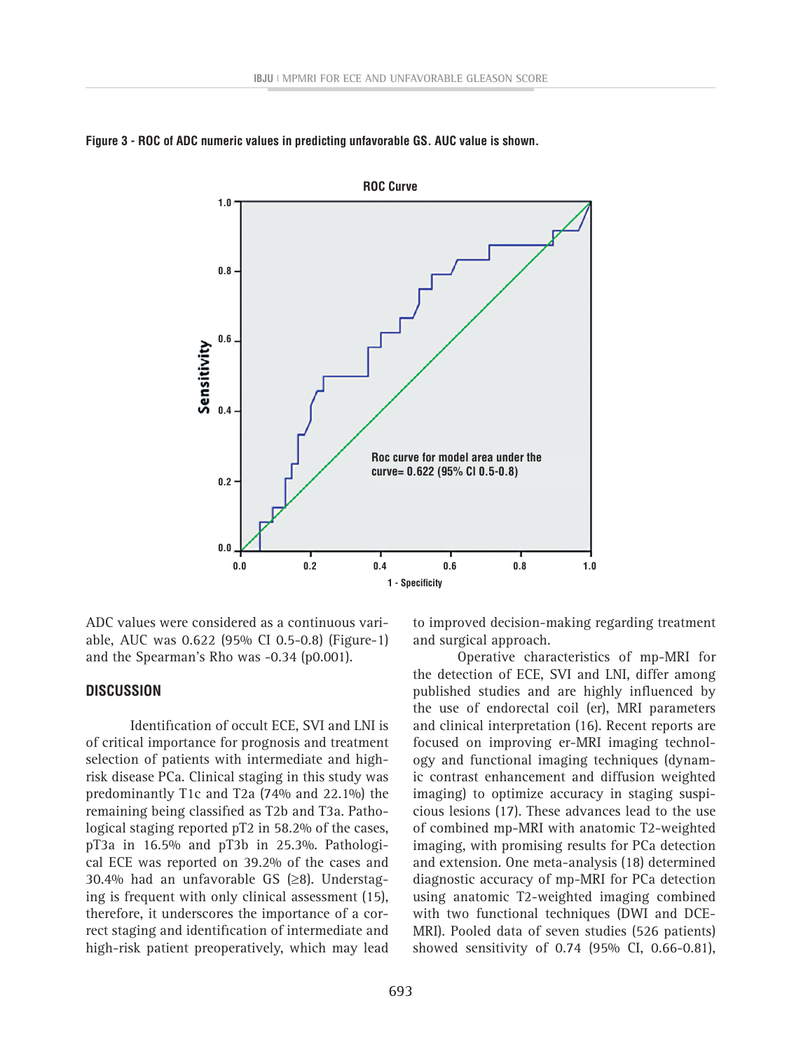**Figure 3 - ROC of ADC numeric values in predicting unfavorable GS. AUC value is shown.**

ROC Curve

Sensitivity

1 - Specificity

0.0
0.2
0.4
0.6
0.8
1.0

Roc curve for model area under the curve= 0.622 (95% CI 0.5-0.8)

ADC values were considered as a continuous variable, AUC was 0.622 (95% CI 0.5-0.8) (Figure-1) and the Spearman's Rho was -0.34 (p0.001).

## DISCUSSION

Identification of occult ECE, SVI and LNI is of critical importance for prognosis and treatment selection of patients with intermediate and high-risk disease PCa. Clinical staging in this study was predominantly T1c and T2a (74% and 22.1%) the remaining being classified as T2b and T3a. Pathological staging reported pT2 in 58.2% of the cases, pT3a in 16.5% and pT3b in 25.3%. Pathological ECE was reported on 39.2% of the cases and 30.4% had an unfavorable GS (≥8). Understaging is frequent with only clinical assessment (15), therefore, it underscores the importance of a correct staging and identification of intermediate and high-risk patient preoperatively, which may lead to improved decision-making regarding treatment and surgical approach.

Operative characteristics of mp-MRI for the detection of ECE, SVI and LNI, differ among published studies and are highly influenced by the use of endorectal coil (er), MRI parameters and clinical interpretation (16). Recent reports are focused on improving er-MRI imaging technology and functional imaging techniques (dynamic contrast enhancement and diffusion weighted imaging) to optimize accuracy in staging suspicious lesions (17). These advances lead to the use of combined mp-MRI with anatomic T2-weighted imaging, with promising results for PCa detection and extension. One meta-analysis (18) determined diagnostic accuracy of mp-MRI for PCa detection using anatomic T2-weighted imaging combined with two functional techniques (DWI and DCE-MRI). Pooled data of seven studies (526 patients) showed sensitivity of 0.74 (95% CI, 0.66-0.81),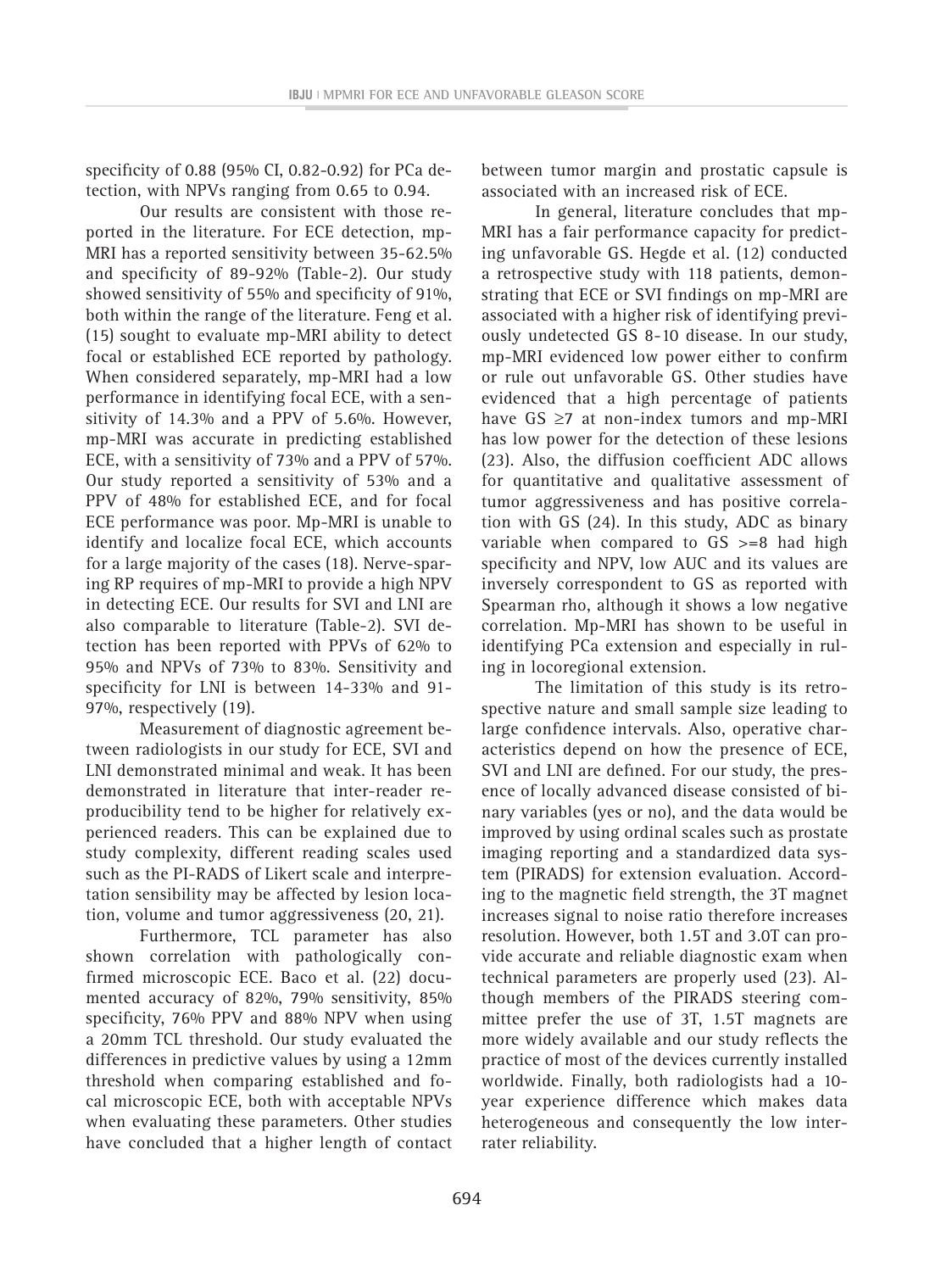specificity of 0.88 (95% CI, 0.82-0.92) for PCa detection, with NPVs ranging from 0.65 to 0.94.

Our results are consistent with those reported in the literature. For ECE detection, mp-MRI has a reported sensitivity between 35-62.5% and specificity of 89-92% (Table-2). Our study showed sensitivity of 55% and specificity of 91%, both within the range of the literature. Feng et al. (15) sought to evaluate mp-MRI ability to detect focal or established ECE reported by pathology. When considered separately, mp-MRI had a low performance in identifying focal ECE, with a sensitivity of 14.3% and a PPV of 5.6%. However, mp-MRI was accurate in predicting established ECE, with a sensitivity of 73% and a PPV of 57%. Our study reported a sensitivity of 53% and a PPV of 48% for established ECE, and for focal ECE performance was poor. Mp-MRI is unable to identify and localize focal ECE, which accounts for a large majority of the cases (18). Nerve-sparing RP requires of mp-MRI to provide a high NPV in detecting ECE. Our results for SVI and LNI are also comparable to literature (Table-2). SVI detection has been reported with PPVs of 62% to 95% and NPVs of 73% to 83%. Sensitivity and specificity for LNI is between 14-33% and 91-97%, respectively (19).

Measurement of diagnostic agreement between radiologists in our study for ECE, SVI and LNI demonstrated minimal and weak. It has been demonstrated in literature that inter-reader reproducibility tend to be higher for relatively experienced readers. This can be explained due to study complexity, different reading scales used such as the PI-RADS of Likert scale and interpretation sensibility may be affected by lesion location, volume and tumor aggressiveness (20, 21).

Furthermore, TCL parameter has also shown correlation with pathologically confirmed microscopic ECE. Baco et al. (22) documented accuracy of 82%, 79% sensitivity, 85% specificity, 76% PPV and 88% NPV when using a 20mm TCL threshold. Our study evaluated the differences in predictive values by using a 12mm threshold when comparing established and focal microscopic ECE, both with acceptable NPVs when evaluating these parameters. Other studies have concluded that a higher length of contact between tumor margin and prostatic capsule is associated with an increased risk of ECE.

In general, literature concludes that mp-MRI has a fair performance capacity for predicting unfavorable GS. Hegde et al. (12) conducted a retrospective study with 118 patients, demonstrating that ECE or SVI findings on mp-MRI are associated with a higher risk of identifying previously undetected GS 8-10 disease. In our study, mp-MRI evidenced low power either to confirm or rule out unfavorable GS. Other studies have evidenced that a high percentage of patients have GS ≥7 at non-index tumors and mp-MRI has low power for the detection of these lesions (23). Also, the diffusion coefficient ADC allows for quantitative and qualitative assessment of tumor aggressiveness and has positive correlation with GS (24). In this study, ADC as binary variable when compared to GS >=8 had high specificity and NPV, low AUC and its values are inversely correspondent to GS as reported with Spearman rho, although it shows a low negative correlation. Mp-MRI has shown to be useful in identifying PCa extension and especially in ruling in locoregional extension.

The limitation of this study is its retrospective nature and small sample size leading to large confidence intervals. Also, operative characteristics depend on how the presence of ECE, SVI and LNI are defined. For our study, the presence of locally advanced disease consisted of binary variables (yes or no), and the data would be improved by using ordinal scales such as prostate imaging reporting and a standardized data system (PIRADS) for extension evaluation. According to the magnetic field strength, the 3T magnet increases signal to noise ratio therefore increases resolution. However, both 1.5T and 3.0T can provide accurate and reliable diagnostic exam when technical parameters are properly used (23). Although members of the PIRADS steering committee prefer the use of 3T, 1.5T magnets are more widely available and our study reflects the practice of most of the devices currently installed worldwide. Finally, both radiologists had a 10-year experience difference which makes data heterogeneous and consequently the low inter-rater reliability.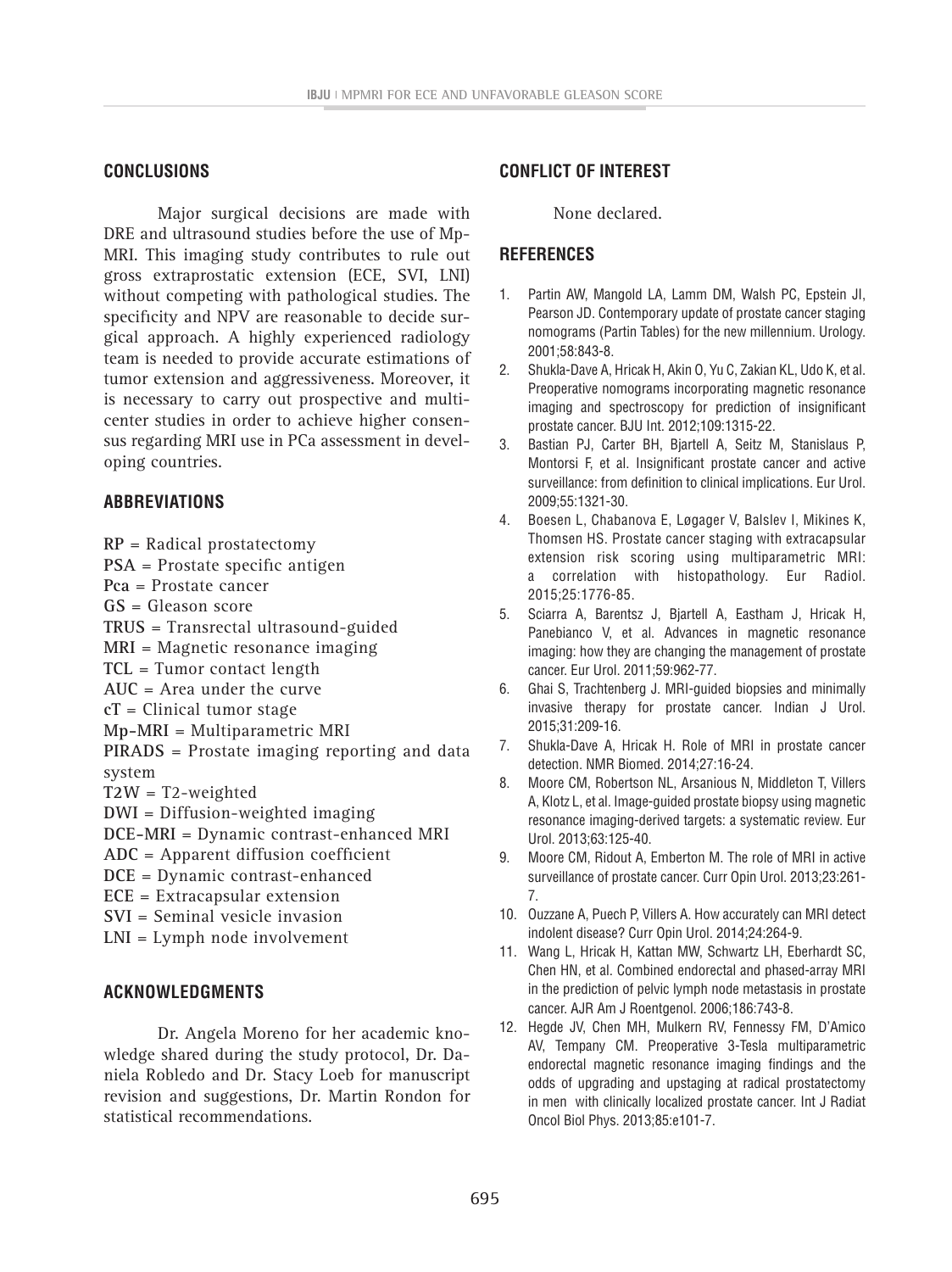## CONCLUSIONS

Major surgical decisions are made with DRE and ultrasound studies before the use of Mp-MRI. This imaging study contributes to rule out gross extraprostatic extension (ECE, SVI, LNI) without competing with pathological studies. The specificity and NPV are reasonable to decide surgical approach. A highly experienced radiology team is needed to provide accurate estimations of tumor extension and aggressiveness. Moreover, it is necessary to carry out prospective and multicenter studies in order to achieve higher consensus regarding MRI use in PCa assessment in developing countries.

## ABBREVIATIONS

**RP** = Radical prostatectomy
**PSA** = Prostate specific antigen
**Pca** = Prostate cancer
**GS** = Gleason score
**TRUS** = Transrectal ultrasound-guided
**MRI** = Magnetic resonance imaging
**TCL** = Tumor contact length
**AUC** = Area under the curve
**cT** = Clinical tumor stage
**Mp-MRI** = Multiparametric MRI
**PIRADS** = Prostate imaging reporting and data system
**T2W** = T2-weighted
**DWI** = Diffusion-weighted imaging
**DCE-MRI** = Dynamic contrast-enhanced MRI
**ADC** = Apparent diffusion coefficient
**DCE** = Dynamic contrast-enhanced
**ECE** = Extracapsular extension
**SVI** = Seminal vesicle invasion
**LNI** = Lymph node involvement

## ACKNOWLEDGMENTS

Dr. Angela Moreno for her academic knowledge shared during the study protocol, Dr. Daniela Robledo and Dr. Stacy Loeb for manuscript revision and suggestions, Dr. Martin Rondon for statistical recommendations.

## CONFLICT OF INTEREST

None declared.

## REFERENCES

1. Partin AW, Mangold LA, Lamm DM, Walsh PC, Epstein JI, Pearson JD. Contemporary update of prostate cancer staging nomograms (Partin Tables) for the new millennium. Urology. 2001;58:843-8.
2. Shukla-Dave A, Hricak H, Akin O, Yu C, Zakian KL, Udo K, et al. Preoperative nomograms incorporating magnetic resonance imaging and spectroscopy for prediction of insignificant prostate cancer. BJU Int. 2012;109:1315-22.
3. Bastian PJ, Carter BH, Bjartell A, Seitz M, Stanislaus P, Montorsi F, et al. Insignificant prostate cancer and active surveillance: from definition to clinical implications. Eur Urol. 2009;55:1321-30.
4. Boesen L, Chabanova E, Løgager V, Balslev I, Mikines K, Thomsen HS. Prostate cancer staging with extracapsular extension risk scoring using multiparametric MRI: a correlation with histopathology. Eur Radiol. 2015;25:1776-85.
5. Sciarra A, Barentsz J, Bjartell A, Eastham J, Hricak H, Panebianco V, et al. Advances in magnetic resonance imaging: how they are changing the management of prostate cancer. Eur Urol. 2011;59:962-77.
6. Ghai S, Trachtenberg J. MRI-guided biopsies and minimally invasive therapy for prostate cancer. Indian J Urol. 2015;31:209-16.
7. Shukla-Dave A, Hricak H. Role of MRI in prostate cancer detection. NMR Biomed. 2014;27:16-24.
8. Moore CM, Robertson NL, Arsanious N, Middleton T, Villers A, Klotz L, et al. Image-guided prostate biopsy using magnetic resonance imaging-derived targets: a systematic review. Eur Urol. 2013;63:125-40.
9. Moore CM, Ridout A, Emberton M. The role of MRI in active surveillance of prostate cancer. Curr Opin Urol. 2013;23:261-7.
10. Ouzzane A, Puech P, Villers A. How accurately can MRI detect indolent disease? Curr Opin Urol. 2014;24:264-9.
11. Wang L, Hricak H, Kattan MW, Schwartz LH, Eberhardt SC, Chen HN, et al. Combined endorectal and phased-array MRI in the prediction of pelvic lymph node metastasis in prostate cancer. AJR Am J Roentgenol. 2006;186:743-8.
12. Hegde JV, Chen MH, Mulkern RV, Fennessy FM, D'Amico AV, Tempany CM. Preoperative 3-Tesla multiparametric endorectal magnetic resonance imaging findings and the odds of upgrading and upstaging at radical prostatectomy in men with clinically localized prostate cancer. Int J Radiat Oncol Biol Phys. 2013;85:e101-7.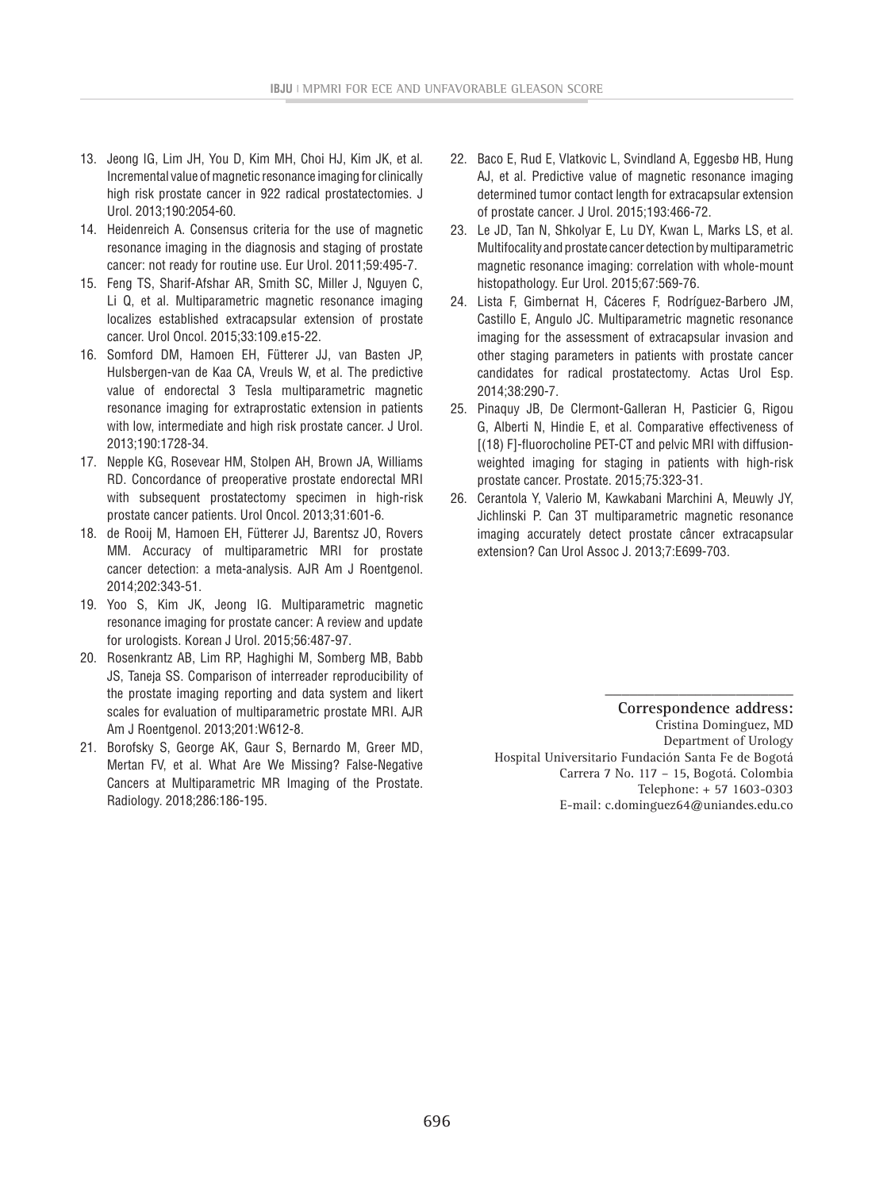13. Jeong IG, Lim JH, You D, Kim MH, Choi HJ, Kim JK, et al. Incremental value of magnetic resonance imaging for clinically high risk prostate cancer in 922 radical prostatectomies. J Urol. 2013;190:2054-60.
14. Heidenreich A. Consensus criteria for the use of magnetic resonance imaging in the diagnosis and staging of prostate cancer: not ready for routine use. Eur Urol. 2011;59:495-7.
15. Feng TS, Sharif-Afshar AR, Smith SC, Miller J, Nguyen C, Li Q, et al. Multiparametric magnetic resonance imaging localizes established extracapsular extension of prostate cancer. Urol Oncol. 2015;33:109.e15-22.
16. Somford DM, Hamoen EH, Fütterer JJ, van Basten JP, Hulsbergen-van de Kaa CA, Vreuls W, et al. The predictive value of endorectal 3 Tesla multiparametric magnetic resonance imaging for extraprostatic extension in patients with low, intermediate and high risk prostate cancer. J Urol. 2013;190:1728-34.
17. Nepple KG, Rosevear HM, Stolpen AH, Brown JA, Williams RD. Concordance of preoperative prostate endorectal MRI with subsequent prostatectomy specimen in high-risk prostate cancer patients. Urol Oncol. 2013;31:601-6.
18. de Rooij M, Hamoen EH, Fütterer JJ, Barentsz JO, Rovers MM. Accuracy of multiparametric MRI for prostate cancer detection: a meta-analysis. AJR Am J Roentgenol. 2014;202:343-51.
19. Yoo S, Kim JK, Jeong IG. Multiparametric magnetic resonance imaging for prostate cancer: A review and update for urologists. Korean J Urol. 2015;56:487-97.
20. Rosenkrantz AB, Lim RP, Haghighi M, Somberg MB, Babb JS, Taneja SS. Comparison of interreader reproducibility of the prostate imaging reporting and data system and likert scales for evaluation of multiparametric prostate MRI. AJR Am J Roentgenol. 2013;201:W612-8.
21. Borofsky S, George AK, Gaur S, Bernardo M, Greer MD, Mertan FV, et al. What Are We Missing? False-Negative Cancers at Multiparametric MR Imaging of the Prostate. Radiology. 2018;286:186-195.
22. Baco E, Rud E, Vlatkovic L, Svindland A, Eggesbø HB, Hung AJ, et al. Predictive value of magnetic resonance imaging determined tumor contact length for extracapsular extension of prostate cancer. J Urol. 2015;193:466-72.
23. Le JD, Tan N, Shkolyar E, Lu DY, Kwan L, Marks LS, et al. Multifocality and prostate cancer detection by multiparametric magnetic resonance imaging: correlation with whole-mount histopathology. Eur Urol. 2015;67:569-76.
24. Lista F, Gimbernat H, Cáceres F, Rodríguez-Barbero JM, Castillo E, Angulo JC. Multiparametric magnetic resonance imaging for the assessment of extracapsular invasion and other staging parameters in patients with prostate cancer candidates for radical prostatectomy. Actas Urol Esp. 2014;38:290-7.
25. Pinaquy JB, De Clermont-Galleran H, Pasticier G, Rigou G, Alberti N, Hindie E, et al. Comparative effectiveness of [(18) F]-fluorocholine PET-CT and pelvic MRI with diffusion-weighted imaging for staging in patients with high-risk prostate cancer. Prostate. 2015;75:323-31.
26. Cerantola Y, Valerio M, Kawkabani Marchini A, Meuwly JY, Jichlinski P. Can 3T multiparametric magnetic resonance imaging accurately detect prostate câncer extracapsular extension? Can Urol Assoc J. 2013;7:E699-703.

**Correspondence address:**
Cristina Dominguez, MD
Department of Urology
Hospital Universitario Fundación Santa Fe de Bogotá
Carrera 7 No. 117 – 15, Bogotá. Colombia
Telephone: + 57 1603-0303
E-mail: c.dominguez64@uniandes.edu.co